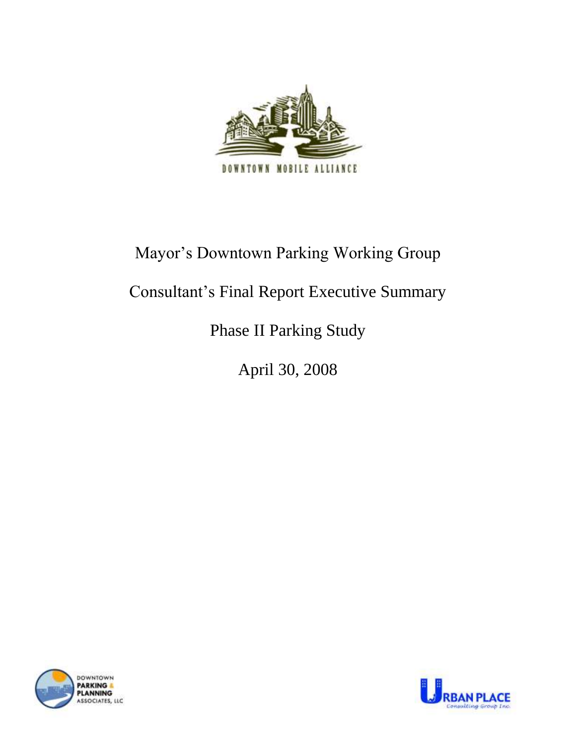DOWNTOWN MOBILE ALLIANCE

# Mayor's Downtown Parking Working Group

## Consultant's Final Report Executive Summary

## Phase II Parking Study

April 30, 2008

DOWNTOWN PARKING & PLANNING ASSOCIATES, LLC

URBAN PLACE Consulting Group Inc.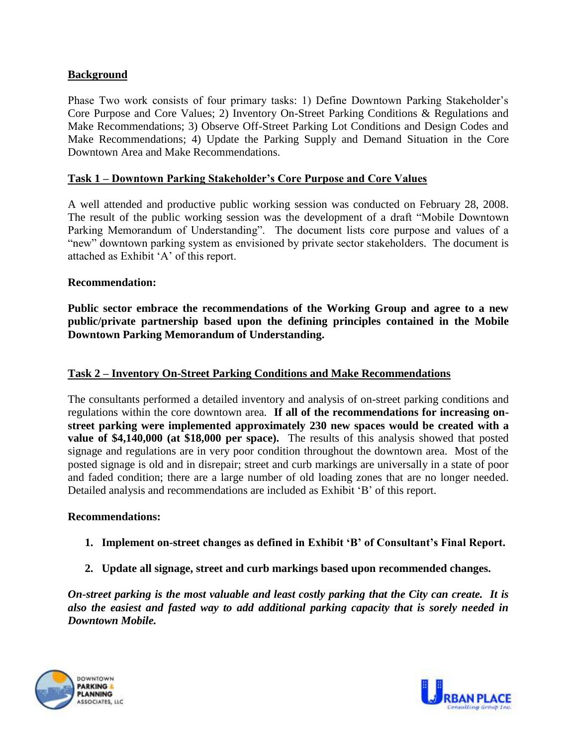**Background**

Phase Two work consists of four primary tasks: 1) Define Downtown Parking Stakeholder's Core Purpose and Core Values; 2) Inventory On-Street Parking Conditions & Regulations and Make Recommendations; 3) Observe Off-Street Parking Lot Conditions and Design Codes and Make Recommendations; 4) Update the Parking Supply and Demand Situation in the Core Downtown Area and Make Recommendations.

**Task 1 – Downtown Parking Stakeholder's Core Purpose and Core Values**

A well attended and productive public working session was conducted on February 28, 2008. The result of the public working session was the development of a draft "Mobile Downtown Parking Memorandum of Understanding". The document lists core purpose and values of a "new" downtown parking system as envisioned by private sector stakeholders. The document is attached as Exhibit 'A' of this report.

**Recommendation:**

**Public sector embrace the recommendations of the Working Group and agree to a new public/private partnership based upon the defining principles contained in the Mobile Downtown Parking Memorandum of Understanding.**

**Task 2 – Inventory On-Street Parking Conditions and Make Recommendations**

The consultants performed a detailed inventory and analysis of on-street parking conditions and regulations within the core downtown area. **If all of the recommendations for increasing on-street parking were implemented approximately 230 new spaces would be created with a value of $4,140,000 (at $18,000 per space).** The results of this analysis showed that posted signage and regulations are in very poor condition throughout the downtown area. Most of the posted signage is old and in disrepair; street and curb markings are universally in a state of poor and faded condition; there are a large number of old loading zones that are no longer needed. Detailed analysis and recommendations are included as Exhibit 'B' of this report.

**Recommendations:**

1. **Implement on-street changes as defined in Exhibit 'B' of Consultant's Final Report.**
2. **Update all signage, street and curb markings based upon recommended changes.**

***On-street parking is the most valuable and least costly parking that the City can create. It is also the easiest and fasted way to add additional parking capacity that is sorely needed in Downtown Mobile.***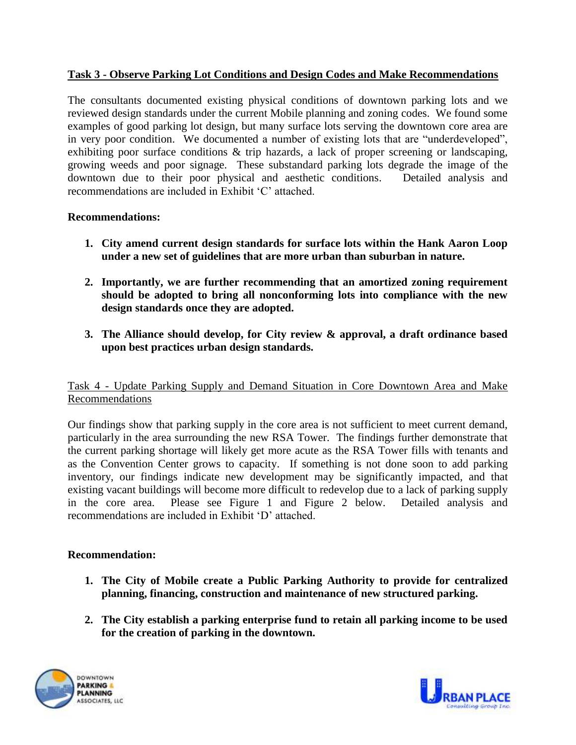**Task 3 - Observe Parking Lot Conditions and Design Codes and Make Recommendations**

The consultants documented existing physical conditions of downtown parking lots and we reviewed design standards under the current Mobile planning and zoning codes. We found some examples of good parking lot design, but many surface lots serving the downtown core area are in very poor condition. We documented a number of existing lots that are "underdeveloped", exhibiting poor surface conditions & trip hazards, a lack of proper screening or landscaping, growing weeds and poor signage. These substandard parking lots degrade the image of the downtown due to their poor physical and aesthetic conditions. Detailed analysis and recommendations are included in Exhibit 'C' attached.

**Recommendations:**

1. **City amend current design standards for surface lots within the Hank Aaron Loop under a new set of guidelines that are more urban than suburban in nature.**

2. **Importantly, we are further recommending that an amortized zoning requirement should be adopted to bring all nonconforming lots into compliance with the new design standards once they are adopted.**

3. **The Alliance should develop, for City review & approval, a draft ordinance based upon best practices urban design standards.**

Task 4 - Update Parking Supply and Demand Situation in Core Downtown Area and Make Recommendations

Our findings show that parking supply in the core area is not sufficient to meet current demand, particularly in the area surrounding the new RSA Tower. The findings further demonstrate that the current parking shortage will likely get more acute as the RSA Tower fills with tenants and as the Convention Center grows to capacity. If something is not done soon to add parking inventory, our findings indicate new development may be significantly impacted, and that existing vacant buildings will become more difficult to redevelop due to a lack of parking supply in the core area. Please see Figure 1 and Figure 2 below. Detailed analysis and recommendations are included in Exhibit 'D' attached.

**Recommendation:**

1. **The City of Mobile create a Public Parking Authority to provide for centralized planning, financing, construction and maintenance of new structured parking.**

2. **The City establish a parking enterprise fund to retain all parking income to be used for the creation of parking in the downtown.**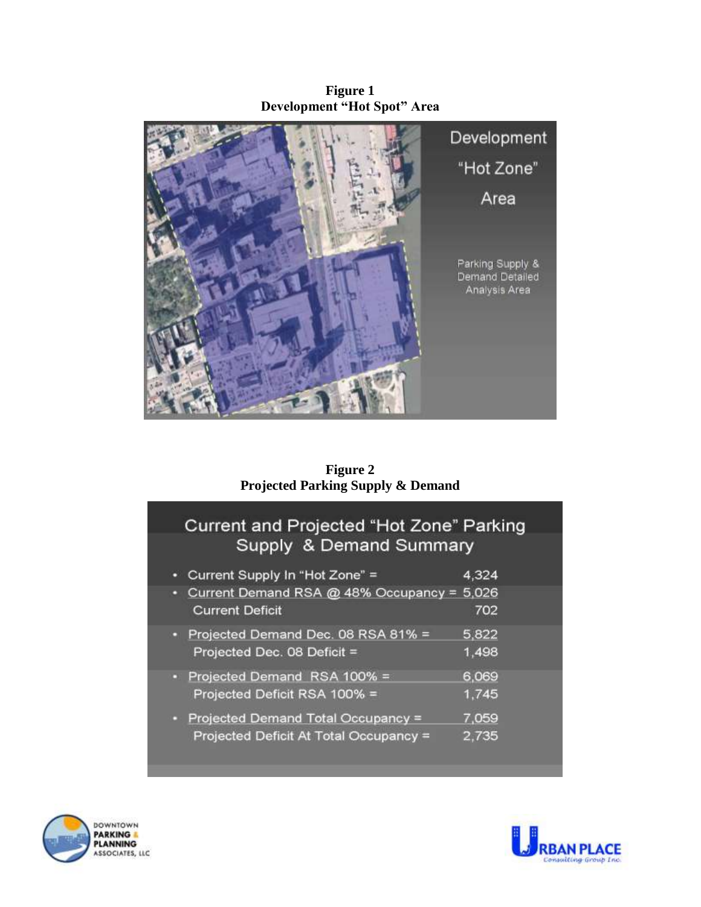**Figure 1**
**Development "Hot Spot" Area**

Development "Hot Zone" Area

Parking Supply & Demand Detailed Analysis Area

**Figure 2**
**Projected Parking Supply & Demand**

## Current and Projected "Hot Zone" Parking Supply & Demand Summary

| Item | Value |
| --- | --- |
| Current Supply In "Hot Zone" = | 4,324 |
| Current Demand RSA @ 48% Occupancy = | 5,026 |
| Current Deficit | 702 |
| Projected Demand Dec. 08 RSA 81% = | 5,822 |
| Projected Dec. 08 Deficit = | 1,498 |
| Projected Demand RSA 100% = | 6,069 |
| Projected Deficit RSA 100% = | 1,745 |
| Projected Demand Total Occupancy = | 7,059 |
| Projected Deficit At Total Occupancy = | 2,735 |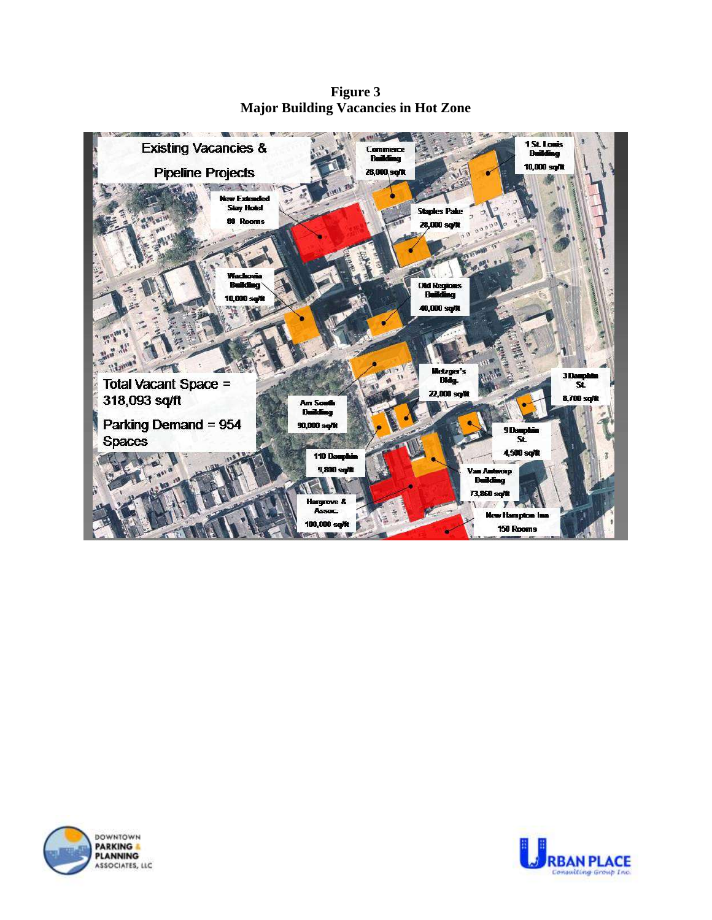**Figure 3**
**Major Building Vacancies in Hot Zone**

Existing Vacancies & Pipeline Projects

Commerce Building 28,000 sq/ft

1 St. Louis Building 10,000 sq/ft

New Extended Stay Hotel 80 Rooms

Staples Pake 28,000 sq/ft

Wachovia Building 10,000 sq/ft

Old Regions Building 40,000 sq/ft

Total Vacant Space = 318,093 sq/ft

Parking Demand = 954 Spaces

Metzger's Bldg. 22,000 sq/ft

3 Dauphin St. 8,700 sq/ft

Am South Building 90,000 sq/ft

9 Dauphin St. 4,500 sq/ft

110 Dauphin 9,800 sq/ft

Van Antwerp Building 73,860 sq/ft

Hargrove & Assoc. 100,000 sq/ft

New Hampton Inn 150 Rooms